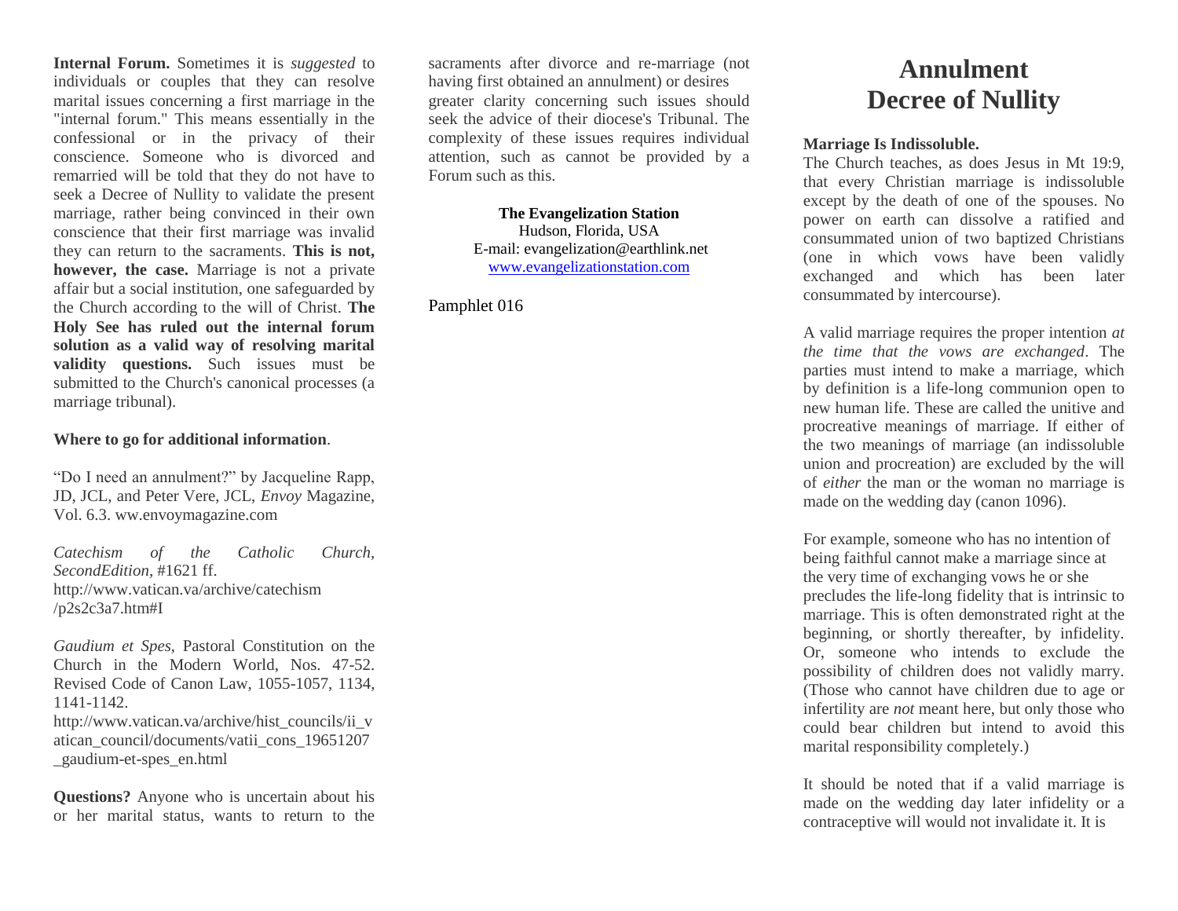**Internal Forum.** Sometimes it is *suggested* to individuals or couples that they can resolve marital issues concerning a first marriage in the "internal forum." This means essentially in the confessional or in the privacy of their conscience. Someone who is divorced and remarried will be told that they do not have to seek a Decree of Nullity to validate the present marriage, rather being convinced in their own conscience that their first marriage was invalid they can return to the sacraments. **This is not, however, the case.** Marriage is not a private affair but a social institution, one safeguarded by the Church according to the will of Christ. **The Holy See has ruled out the internal forum solution as a valid way of resolving marital validity questions.** Such issues must be submitted to the Church's canonical processes (a marriage tribunal).

**Where to go for additional information**.

"Do I need an annulment?" by Jacqueline Rapp, JD, JCL, and Peter Vere, JCL, *Envoy* Magazine, Vol. 6.3. ww.envoymagazine.com

*Catechism of the Catholic Church, SecondEdition*, #1621 ff. http://www.vatican.va/archive/catechism/p2s2c3a7.htm#I

*Gaudium et Spes*, Pastoral Constitution on the Church in the Modern World, Nos. 47-52. Revised Code of Canon Law, 1055-1057, 1134, 1141-1142.
http://www.vatican.va/archive/hist_councils/ii_vatican_council/documents/vatii_cons_19651207_gaudium-et-spes_en.html

**Questions?** Anyone who is uncertain about his or her marital status, wants to return to the sacraments after divorce and re-marriage (not having first obtained an annulment) or desires greater clarity concerning such issues should seek the advice of their diocese's Tribunal. The complexity of these issues requires individual attention, such as cannot be provided by a Forum such as this.

**The Evangelization Station**
Hudson, Florida, USA
E-mail: evangelization@earthlink.net
www.evangelizationstation.com

Pamphlet 016

# Annulment
# Decree of Nullity

**Marriage Is Indissoluble.**
The Church teaches, as does Jesus in Mt 19:9, that every Christian marriage is indissoluble except by the death of one of the spouses. No power on earth can dissolve a ratified and consummated union of two baptized Christians (one in which vows have been validly exchanged and which has been later consummated by intercourse).

A valid marriage requires the proper intention *at the time that the vows are exchanged*. The parties must intend to make a marriage, which by definition is a life-long communion open to new human life. These are called the unitive and procreative meanings of marriage. If either of the two meanings of marriage (an indissoluble union and procreation) are excluded by the will of *either* the man or the woman no marriage is made on the wedding day (canon 1096).

For example, someone who has no intention of being faithful cannot make a marriage since at the very time of exchanging vows he or she precludes the life-long fidelity that is intrinsic to marriage. This is often demonstrated right at the beginning, or shortly thereafter, by infidelity. Or, someone who intends to exclude the possibility of children does not validly marry. (Those who cannot have children due to age or infertility are *not* meant here, but only those who could bear children but intend to avoid this marital responsibility completely.)

It should be noted that if a valid marriage is made on the wedding day later infidelity or a contraceptive will would not invalidate it. It is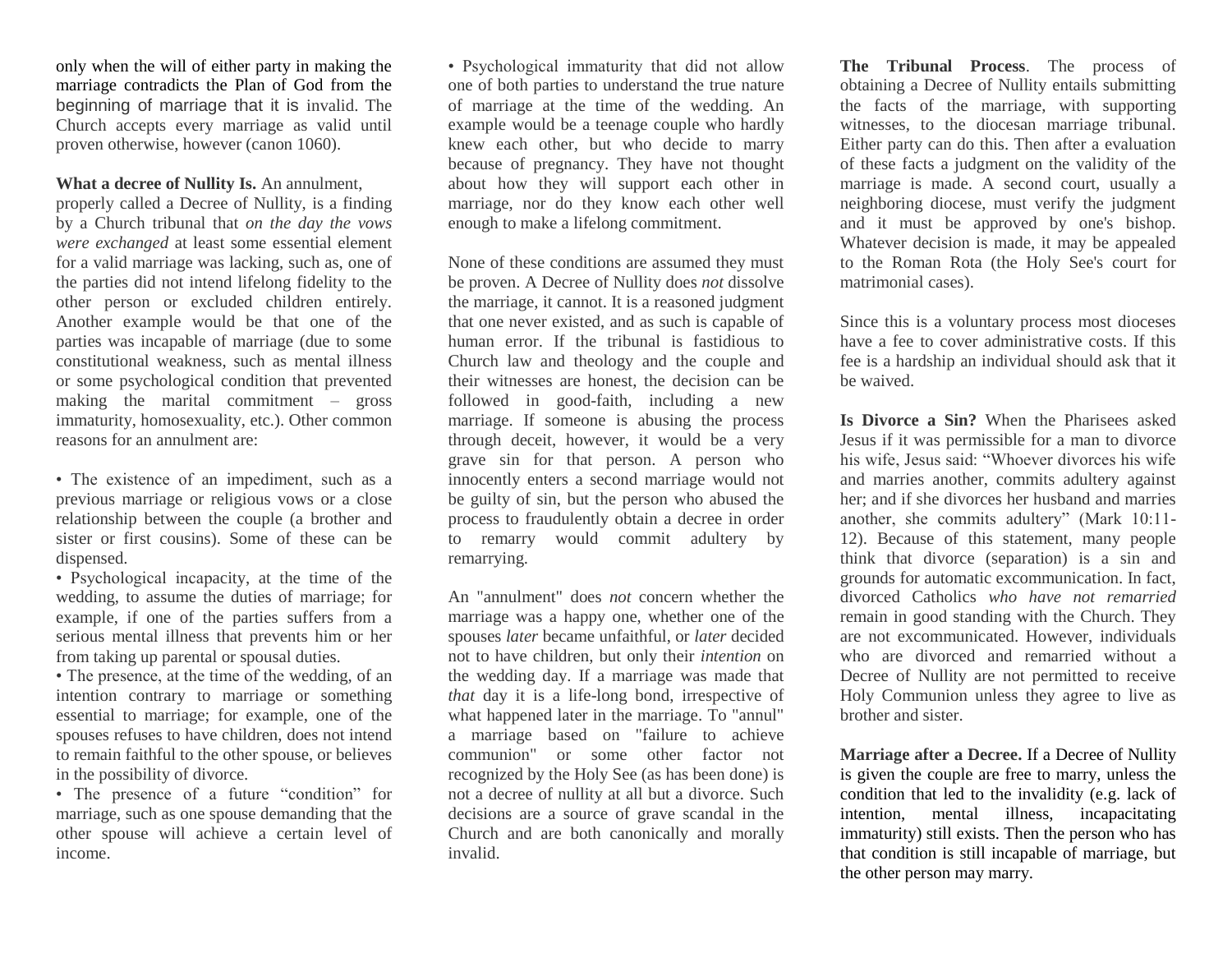only when the will of either party in making the marriage contradicts the Plan of God from the beginning of marriage that it is invalid. The Church accepts every marriage as valid until proven otherwise, however (canon 1060).

**What a decree of Nullity Is.** An annulment, properly called a Decree of Nullity, is a finding by a Church tribunal that *on the day the vows were exchanged* at least some essential element for a valid marriage was lacking, such as, one of the parties did not intend lifelong fidelity to the other person or excluded children entirely. Another example would be that one of the parties was incapable of marriage (due to some constitutional weakness, such as mental illness or some psychological condition that prevented making the marital commitment – gross immaturity, homosexuality, etc.). Other common reasons for an annulment are:

• The existence of an impediment, such as a previous marriage or religious vows or a close relationship between the couple (a brother and sister or first cousins). Some of these can be dispensed.

• Psychological incapacity, at the time of the wedding, to assume the duties of marriage; for example, if one of the parties suffers from a serious mental illness that prevents him or her from taking up parental or spousal duties.

• The presence, at the time of the wedding, of an intention contrary to marriage or something essential to marriage; for example, one of the spouses refuses to have children, does not intend to remain faithful to the other spouse, or believes in the possibility of divorce.

• The presence of a future "condition" for marriage, such as one spouse demanding that the other spouse will achieve a certain level of income.

• Psychological immaturity that did not allow one of both parties to understand the true nature of marriage at the time of the wedding. An example would be a teenage couple who hardly knew each other, but who decide to marry because of pregnancy. They have not thought about how they will support each other in marriage, nor do they know each other well enough to make a lifelong commitment.

None of these conditions are assumed they must be proven. A Decree of Nullity does *not* dissolve the marriage, it cannot. It is a reasoned judgment that one never existed, and as such is capable of human error. If the tribunal is fastidious to Church law and theology and the couple and their witnesses are honest, the decision can be followed in good-faith, including a new marriage. If someone is abusing the process through deceit, however, it would be a very grave sin for that person. A person who innocently enters a second marriage would not be guilty of sin, but the person who abused the process to fraudulently obtain a decree in order to remarry would commit adultery by remarrying.

An "annulment" does *not* concern whether the marriage was a happy one, whether one of the spouses *later* became unfaithful, or *later* decided not to have children, but only their *intention* on the wedding day. If a marriage was made that *that* day it is a life-long bond, irrespective of what happened later in the marriage. To "annul" a marriage based on "failure to achieve communion" or some other factor not recognized by the Holy See (as has been done) is not a decree of nullity at all but a divorce. Such decisions are a source of grave scandal in the Church and are both canonically and morally invalid.

**The Tribunal Process**. The process of obtaining a Decree of Nullity entails submitting the facts of the marriage, with supporting witnesses, to the diocesan marriage tribunal. Either party can do this. Then after a evaluation of these facts a judgment on the validity of the marriage is made. A second court, usually a neighboring diocese, must verify the judgment and it must be approved by one's bishop. Whatever decision is made, it may be appealed to the Roman Rota (the Holy See's court for matrimonial cases).

Since this is a voluntary process most dioceses have a fee to cover administrative costs. If this fee is a hardship an individual should ask that it be waived.

**Is Divorce a Sin?** When the Pharisees asked Jesus if it was permissible for a man to divorce his wife, Jesus said: "Whoever divorces his wife and marries another, commits adultery against her; and if she divorces her husband and marries another, she commits adultery" (Mark 10:11-12). Because of this statement, many people think that divorce (separation) is a sin and grounds for automatic excommunication. In fact, divorced Catholics *who have not remarried* remain in good standing with the Church. They are not excommunicated. However, individuals who are divorced and remarried without a Decree of Nullity are not permitted to receive Holy Communion unless they agree to live as brother and sister.

**Marriage after a Decree.** If a Decree of Nullity is given the couple are free to marry, unless the condition that led to the invalidity (e.g. lack of intention, mental illness, incapacitating immaturity) still exists. Then the person who has that condition is still incapable of marriage, but the other person may marry.